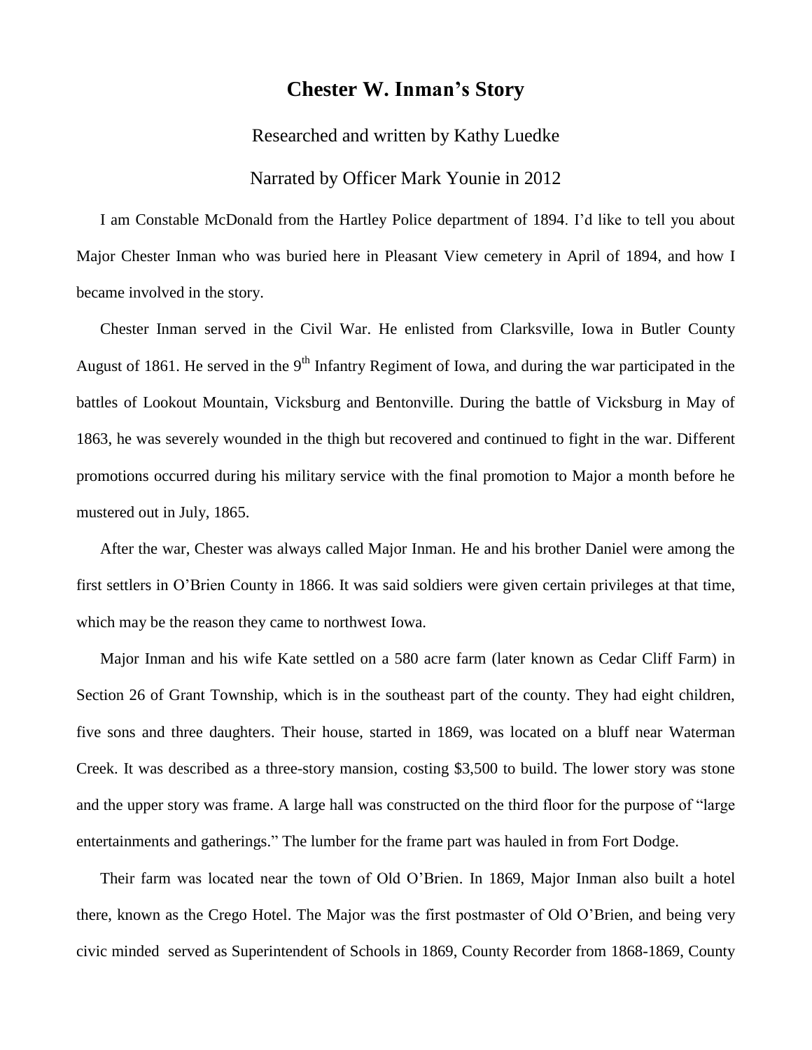# Chester W. Inman's Story

Researched and written by Kathy Luedke

Narrated by Officer Mark Younie in 2012

I am Constable McDonald from the Hartley Police department of 1894. I'd like to tell you about Major Chester Inman who was buried here in Pleasant View cemetery in April of 1894, and how I became involved in the story.

Chester Inman served in the Civil War. He enlisted from Clarksville, Iowa in Butler County August of 1861. He served in the 9th Infantry Regiment of Iowa, and during the war participated in the battles of Lookout Mountain, Vicksburg and Bentonville. During the battle of Vicksburg in May of 1863, he was severely wounded in the thigh but recovered and continued to fight in the war. Different promotions occurred during his military service with the final promotion to Major a month before he mustered out in July, 1865.

After the war, Chester was always called Major Inman. He and his brother Daniel were among the first settlers in O'Brien County in 1866. It was said soldiers were given certain privileges at that time, which may be the reason they came to northwest Iowa.

Major Inman and his wife Kate settled on a 580 acre farm (later known as Cedar Cliff Farm) in Section 26 of Grant Township, which is in the southeast part of the county. They had eight children, five sons and three daughters. Their house, started in 1869, was located on a bluff near Waterman Creek. It was described as a three-story mansion, costing $3,500 to build. The lower story was stone and the upper story was frame. A large hall was constructed on the third floor for the purpose of "large entertainments and gatherings." The lumber for the frame part was hauled in from Fort Dodge.

Their farm was located near the town of Old O'Brien. In 1869, Major Inman also built a hotel there, known as the Crego Hotel. The Major was the first postmaster of Old O'Brien, and being very civic minded served as Superintendent of Schools in 1869, County Recorder from 1868-1869, County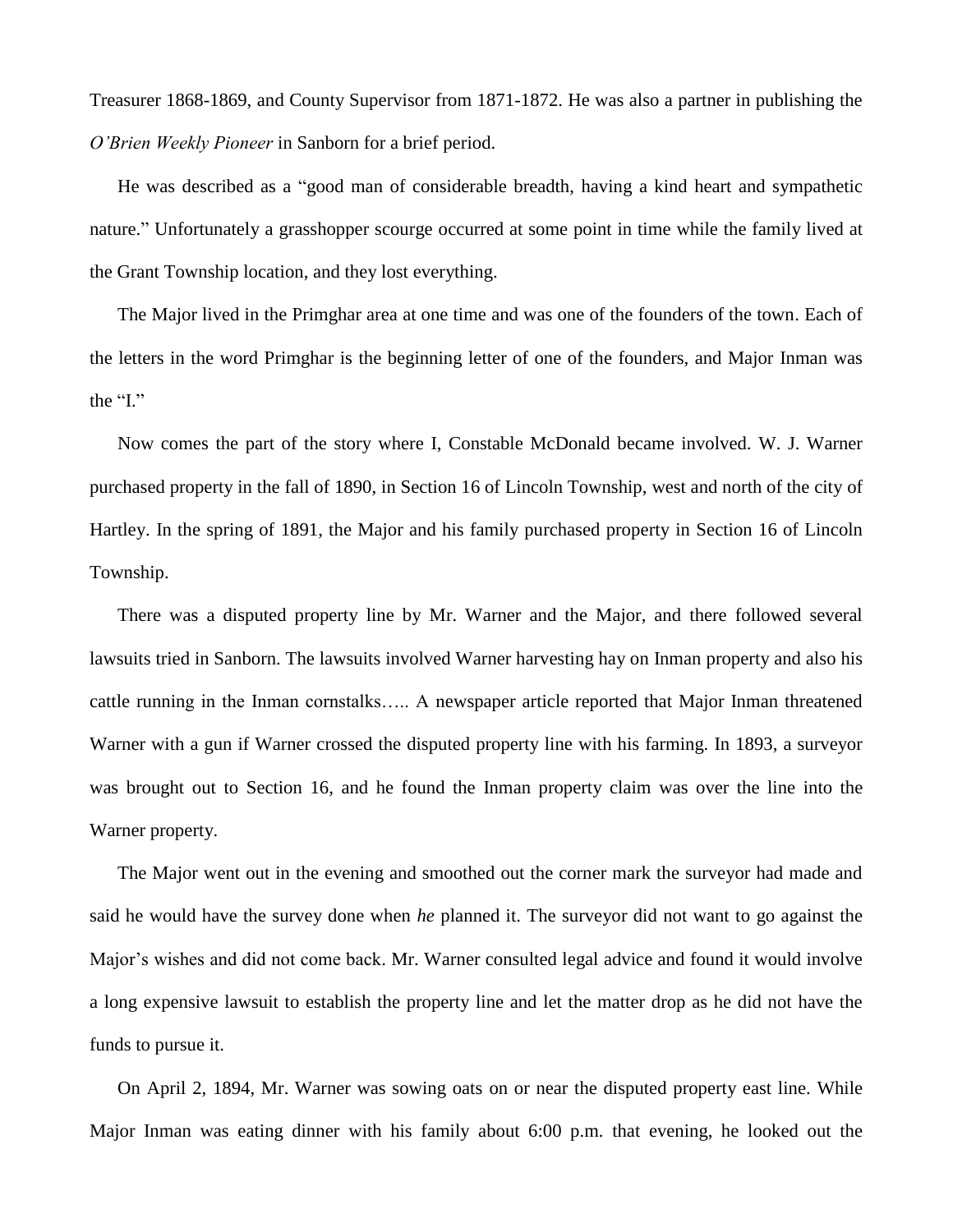Treasurer 1868-1869, and County Supervisor from 1871-1872. He was also a partner in publishing the *O'Brien Weekly Pioneer* in Sanborn for a brief period.

He was described as a "good man of considerable breadth, having a kind heart and sympathetic nature." Unfortunately a grasshopper scourge occurred at some point in time while the family lived at the Grant Township location, and they lost everything.

The Major lived in the Primghar area at one time and was one of the founders of the town. Each of the letters in the word Primghar is the beginning letter of one of the founders, and Major Inman was the "I."

Now comes the part of the story where I, Constable McDonald became involved. W. J. Warner purchased property in the fall of 1890, in Section 16 of Lincoln Township, west and north of the city of Hartley. In the spring of 1891, the Major and his family purchased property in Section 16 of Lincoln Township.

There was a disputed property line by Mr. Warner and the Major, and there followed several lawsuits tried in Sanborn. The lawsuits involved Warner harvesting hay on Inman property and also his cattle running in the Inman cornstalks….. A newspaper article reported that Major Inman threatened Warner with a gun if Warner crossed the disputed property line with his farming. In 1893, a surveyor was brought out to Section 16, and he found the Inman property claim was over the line into the Warner property.

The Major went out in the evening and smoothed out the corner mark the surveyor had made and said he would have the survey done when *he* planned it. The surveyor did not want to go against the Major's wishes and did not come back. Mr. Warner consulted legal advice and found it would involve a long expensive lawsuit to establish the property line and let the matter drop as he did not have the funds to pursue it.

On April 2, 1894, Mr. Warner was sowing oats on or near the disputed property east line. While Major Inman was eating dinner with his family about 6:00 p.m. that evening, he looked out the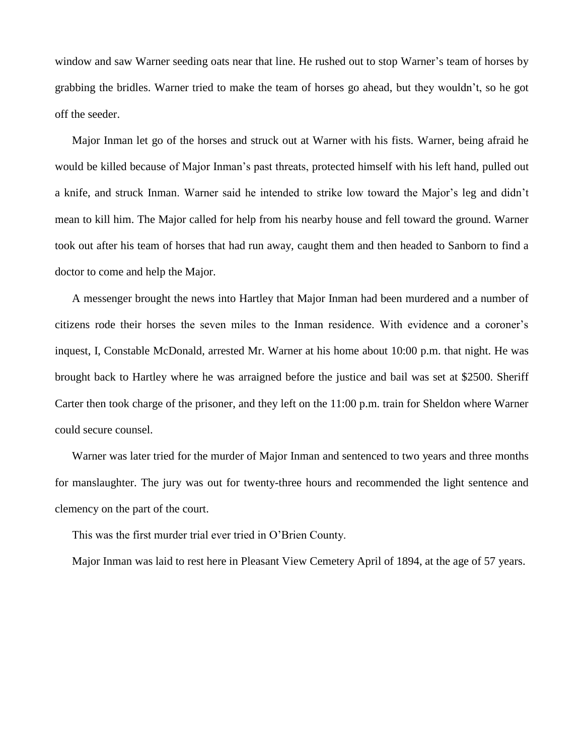window and saw Warner seeding oats near that line. He rushed out to stop Warner's team of horses by grabbing the bridles. Warner tried to make the team of horses go ahead, but they wouldn't, so he got off the seeder.

Major Inman let go of the horses and struck out at Warner with his fists. Warner, being afraid he would be killed because of Major Inman's past threats, protected himself with his left hand, pulled out a knife, and struck Inman. Warner said he intended to strike low toward the Major's leg and didn't mean to kill him. The Major called for help from his nearby house and fell toward the ground. Warner took out after his team of horses that had run away, caught them and then headed to Sanborn to find a doctor to come and help the Major.

A messenger brought the news into Hartley that Major Inman had been murdered and a number of citizens rode their horses the seven miles to the Inman residence. With evidence and a coroner's inquest, I, Constable McDonald, arrested Mr. Warner at his home about 10:00 p.m. that night. He was brought back to Hartley where he was arraigned before the justice and bail was set at $2500. Sheriff Carter then took charge of the prisoner, and they left on the 11:00 p.m. train for Sheldon where Warner could secure counsel.

Warner was later tried for the murder of Major Inman and sentenced to two years and three months for manslaughter. The jury was out for twenty-three hours and recommended the light sentence and clemency on the part of the court.

This was the first murder trial ever tried in O'Brien County.

Major Inman was laid to rest here in Pleasant View Cemetery April of 1894, at the age of 57 years.